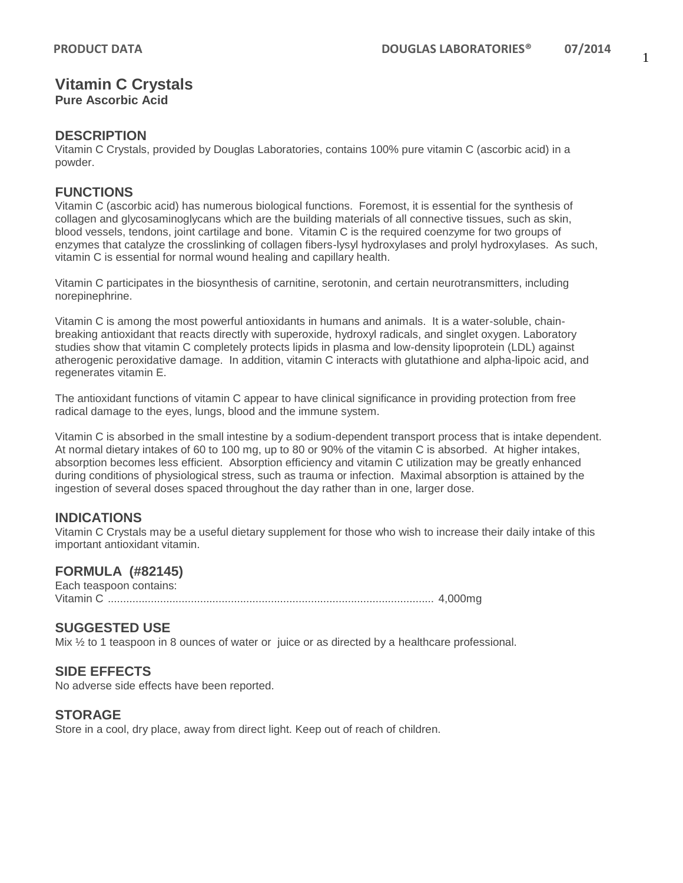# Vitamin C Crystals

**Pure Ascorbic Acid**

## DESCRIPTION

Vitamin C Crystals, provided by Douglas Laboratories, contains 100% pure vitamin C (ascorbic acid) in a powder.

## FUNCTIONS

Vitamin C (ascorbic acid) has numerous biological functions. Foremost, it is essential for the synthesis of collagen and glycosaminoglycans which are the building materials of all connective tissues, such as skin, blood vessels, tendons, joint cartilage and bone. Vitamin C is the required coenzyme for two groups of enzymes that catalyze the crosslinking of collagen fibers-lysyl hydroxylases and prolyl hydroxylases. As such, vitamin C is essential for normal wound healing and capillary health.

Vitamin C participates in the biosynthesis of carnitine, serotonin, and certain neurotransmitters, including norepinephrine.

Vitamin C is among the most powerful antioxidants in humans and animals. It is a water-soluble, chain-breaking antioxidant that reacts directly with superoxide, hydroxyl radicals, and singlet oxygen. Laboratory studies show that vitamin C completely protects lipids in plasma and low-density lipoprotein (LDL) against atherogenic peroxidative damage. In addition, vitamin C interacts with glutathione and alpha-lipoic acid, and regenerates vitamin E.

The antioxidant functions of vitamin C appear to have clinical significance in providing protection from free radical damage to the eyes, lungs, blood and the immune system.

Vitamin C is absorbed in the small intestine by a sodium-dependent transport process that is intake dependent. At normal dietary intakes of 60 to 100 mg, up to 80 or 90% of the vitamin C is absorbed. At higher intakes, absorption becomes less efficient. Absorption efficiency and vitamin C utilization may be greatly enhanced during conditions of physiological stress, such as trauma or infection. Maximal absorption is attained by the ingestion of several doses spaced throughout the day rather than in one, larger dose.

## INDICATIONS

Vitamin C Crystals may be a useful dietary supplement for those who wish to increase their daily intake of this important antioxidant vitamin.

## FORMULA (#82145)

Each teaspoon contains:
Vitamin C ........................................................................................................ 4,000mg

## SUGGESTED USE

Mix ½ to 1 teaspoon in 8 ounces of water or juice or as directed by a healthcare professional.

## SIDE EFFECTS

No adverse side effects have been reported.

## STORAGE

Store in a cool, dry place, away from direct light. Keep out of reach of children.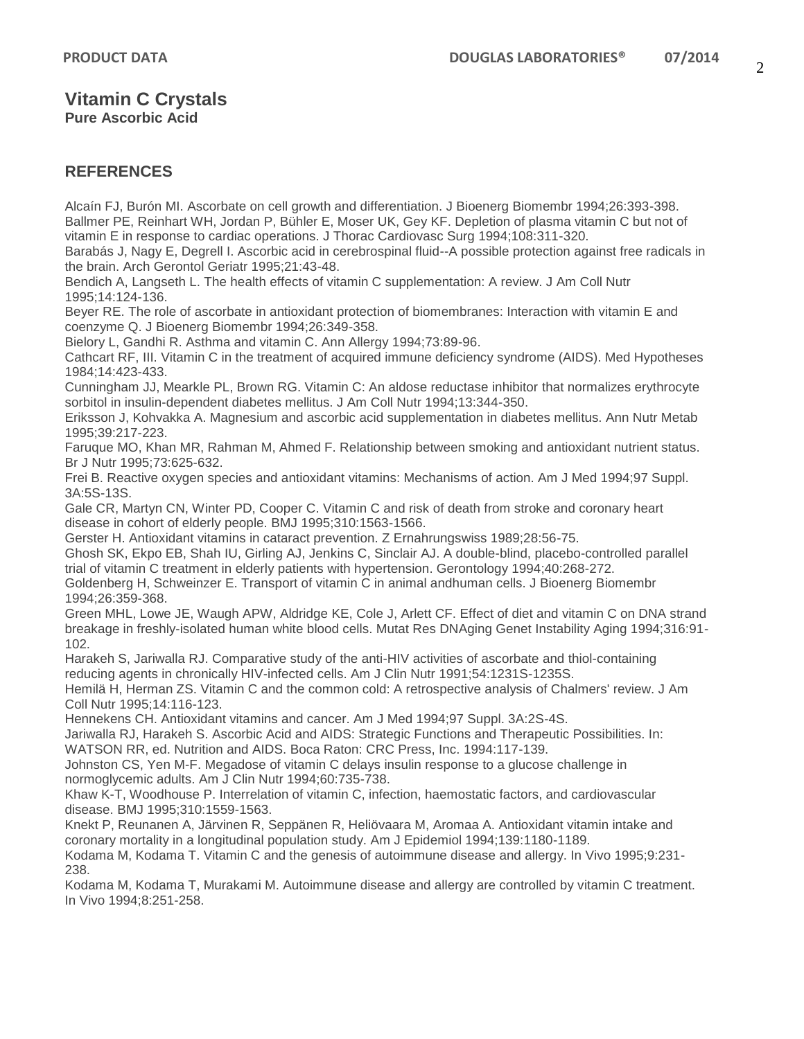# Vitamin C Crystals

**Pure Ascorbic Acid**

## REFERENCES

Alcaín FJ, Burón MI. Ascorbate on cell growth and differentiation. J Bioenerg Biomembr 1994;26:393-398.

Ballmer PE, Reinhart WH, Jordan P, Bühler E, Moser UK, Gey KF. Depletion of plasma vitamin C but not of vitamin E in response to cardiac operations. J Thorac Cardiovasc Surg 1994;108:311-320.

Barabás J, Nagy E, Degrell I. Ascorbic acid in cerebrospinal fluid--A possible protection against free radicals in the brain. Arch Gerontol Geriatr 1995;21:43-48.

Bendich A, Langseth L. The health effects of vitamin C supplementation: A review. J Am Coll Nutr 1995;14:124-136.

Beyer RE. The role of ascorbate in antioxidant protection of biomembranes: Interaction with vitamin E and coenzyme Q. J Bioenerg Biomembr 1994;26:349-358.

Bielory L, Gandhi R. Asthma and vitamin C. Ann Allergy 1994;73:89-96.

Cathcart RF, III. Vitamin C in the treatment of acquired immune deficiency syndrome (AIDS). Med Hypotheses 1984;14:423-433.

Cunningham JJ, Mearkle PL, Brown RG. Vitamin C: An aldose reductase inhibitor that normalizes erythrocyte sorbitol in insulin-dependent diabetes mellitus. J Am Coll Nutr 1994;13:344-350.

Eriksson J, Kohvakka A. Magnesium and ascorbic acid supplementation in diabetes mellitus. Ann Nutr Metab 1995;39:217-223.

Faruque MO, Khan MR, Rahman M, Ahmed F. Relationship between smoking and antioxidant nutrient status. Br J Nutr 1995;73:625-632.

Frei B. Reactive oxygen species and antioxidant vitamins: Mechanisms of action. Am J Med 1994;97 Suppl. 3A:5S-13S.

Gale CR, Martyn CN, Winter PD, Cooper C. Vitamin C and risk of death from stroke and coronary heart disease in cohort of elderly people. BMJ 1995;310:1563-1566.

Gerster H. Antioxidant vitamins in cataract prevention. Z Ernahrungswiss 1989;28:56-75.

Ghosh SK, Ekpo EB, Shah IU, Girling AJ, Jenkins C, Sinclair AJ. A double-blind, placebo-controlled parallel trial of vitamin C treatment in elderly patients with hypertension. Gerontology 1994;40:268-272.

Goldenberg H, Schweinzer E. Transport of vitamin C in animal andhuman cells. J Bioenerg Biomembr 1994;26:359-368.

Green MHL, Lowe JE, Waugh APW, Aldridge KE, Cole J, Arlett CF. Effect of diet and vitamin C on DNA strand breakage in freshly-isolated human white blood cells. Mutat Res DNAging Genet Instability Aging 1994;316:91-102.

Harakeh S, Jariwalla RJ. Comparative study of the anti-HIV activities of ascorbate and thiol-containing reducing agents in chronically HIV-infected cells. Am J Clin Nutr 1991;54:1231S-1235S.

Hemilä H, Herman ZS. Vitamin C and the common cold: A retrospective analysis of Chalmers' review. J Am Coll Nutr 1995;14:116-123.

Hennekens CH. Antioxidant vitamins and cancer. Am J Med 1994;97 Suppl. 3A:2S-4S.

Jariwalla RJ, Harakeh S. Ascorbic Acid and AIDS: Strategic Functions and Therapeutic Possibilities. In: WATSON RR, ed. Nutrition and AIDS. Boca Raton: CRC Press, Inc. 1994:117-139.

Johnston CS, Yen M-F. Megadose of vitamin C delays insulin response to a glucose challenge in normoglycemic adults. Am J Clin Nutr 1994;60:735-738.

Khaw K-T, Woodhouse P. Interrelation of vitamin C, infection, haemostatic factors, and cardiovascular disease. BMJ 1995;310:1559-1563.

Knekt P, Reunanen A, Järvinen R, Seppänen R, Heliövaara M, Aromaa A. Antioxidant vitamin intake and coronary mortality in a longitudinal population study. Am J Epidemiol 1994;139:1180-1189.

Kodama M, Kodama T. Vitamin C and the genesis of autoimmune disease and allergy. In Vivo 1995;9:231-238.

Kodama M, Kodama T, Murakami M. Autoimmune disease and allergy are controlled by vitamin C treatment. In Vivo 1994;8:251-258.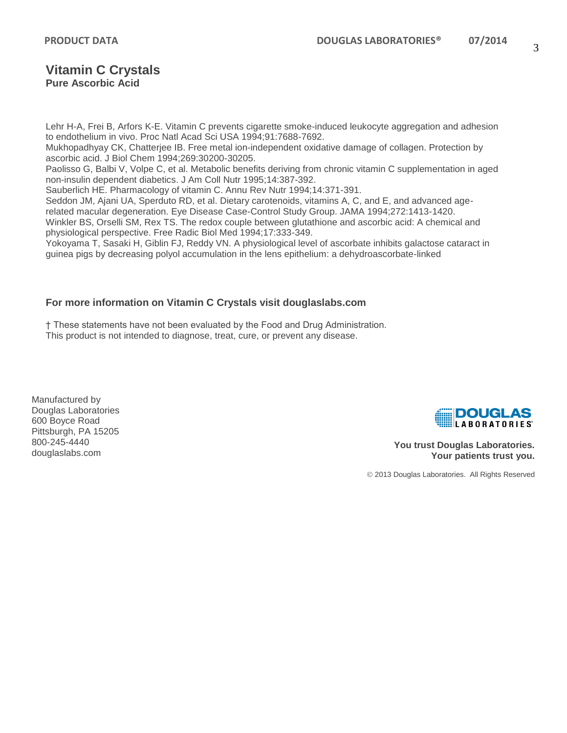# Vitamin C Crystals

**Pure Ascorbic Acid**

Lehr H-A, Frei B, Arfors K-E. Vitamin C prevents cigarette smoke-induced leukocyte aggregation and adhesion to endothelium in vivo. Proc Natl Acad Sci USA 1994;91:7688-7692.

Mukhopadhyay CK, Chatterjee IB. Free metal ion-independent oxidative damage of collagen. Protection by ascorbic acid. J Biol Chem 1994;269:30200-30205.

Paolisso G, Balbi V, Volpe C, et al. Metabolic benefits deriving from chronic vitamin C supplementation in aged non-insulin dependent diabetics. J Am Coll Nutr 1995;14:387-392.

Sauberlich HE. Pharmacology of vitamin C. Annu Rev Nutr 1994;14:371-391.

Seddon JM, Ajani UA, Sperduto RD, et al. Dietary carotenoids, vitamins A, C, and E, and advanced age-related macular degeneration. Eye Disease Case-Control Study Group. JAMA 1994;272:1413-1420.

Winkler BS, Orselli SM, Rex TS. The redox couple between glutathione and ascorbic acid: A chemical and physiological perspective. Free Radic Biol Med 1994;17:333-349.

Yokoyama T, Sasaki H, Giblin FJ, Reddy VN. A physiological level of ascorbate inhibits galactose cataract in guinea pigs by decreasing polyol accumulation in the lens epithelium: a dehydroascorbate-linked

**For more information on Vitamin C Crystals visit douglaslabs.com**

† These statements have not been evaluated by the Food and Drug Administration.
This product is not intended to diagnose, treat, cure, or prevent any disease.

Manufactured by
Douglas Laboratories
600 Boyce Road
Pittsburgh, PA 15205
800-245-4440
douglaslabs.com

DOUGLAS LABORATORIES®

**You trust Douglas Laboratories.**
**Your patients trust you.**

© 2013 Douglas Laboratories. All Rights Reserved